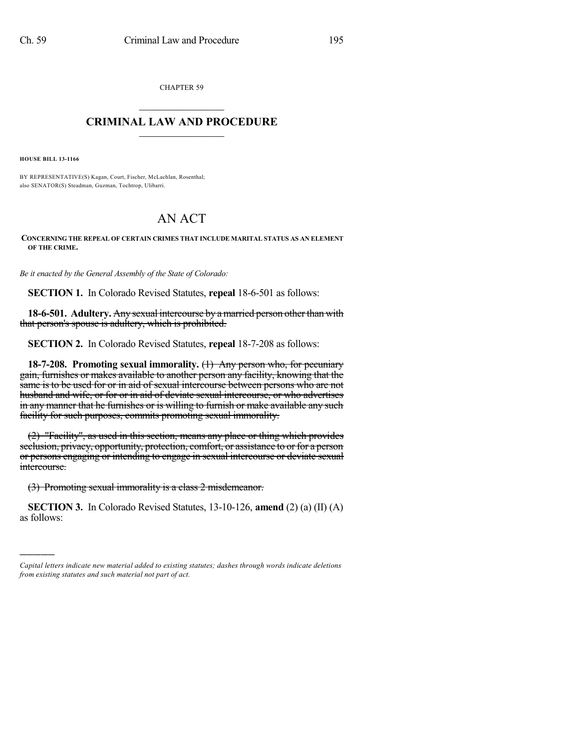CHAPTER 59

# CRIMINAL LAW AND PROCEDURE

**HOUSE BILL 13-1166**

BY REPRESENTATIVE(S) Kagan, Court, Fischer, McLachlan, Rosenthal;
also SENATOR(S) Steadman, Guzman, Tochtrop, Ulibarri.

# AN ACT

**CONCERNING THE REPEAL OF CERTAIN CRIMES THAT INCLUDE MARITAL STATUS AS AN ELEMENT OF THE CRIME.**

*Be it enacted by the General Assembly of the State of Colorado:*

**SECTION 1.** In Colorado Revised Statutes, **repeal** 18-6-501 as follows:

**18-6-501. Adultery.** ~~Any sexual intercourse by a married person other than with that person's spouse is adultery, which is prohibited.~~

**SECTION 2.** In Colorado Revised Statutes, **repeal** 18-7-208 as follows:

**18-7-208. Promoting sexual immorality.** ~~(1) Any person who, for pecuniary gain, furnishes or makes available to another person any facility, knowing that the same is to be used for or in aid of sexual intercourse between persons who are not husband and wife, or for or in aid of deviate sexual intercourse, or who advertises in any manner that he furnishes or is willing to furnish or make available any such facility for such purposes, commits promoting sexual immorality.~~

~~(2) "Facility", as used in this section, means any place or thing which provides seclusion, privacy, opportunity, protection, comfort, or assistance to or for a person or persons engaging or intending to engage in sexual intercourse or deviate sexual intercourse.~~

~~(3) Promoting sexual immorality is a class 2 misdemeanor.~~

**SECTION 3.** In Colorado Revised Statutes, 13-10-126, **amend** (2) (a) (II) (A) as follows:

---

*Capital letters indicate new material added to existing statutes; dashes through words indicate deletions from existing statutes and such material not part of act.*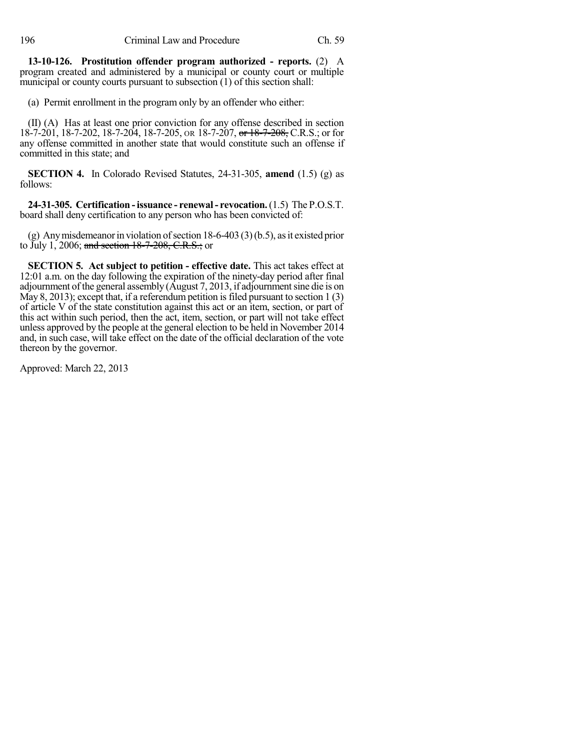**13-10-126. Prostitution offender program authorized - reports.** (2) A program created and administered by a municipal or county court or multiple municipal or county courts pursuant to subsection (1) of this section shall:

(a) Permit enrollment in the program only by an offender who either:

(II) (A) Has at least one prior conviction for any offense described in section 18-7-201, 18-7-202, 18-7-204, 18-7-205, OR 18-7-207, ~~or 18-7-208,~~ C.R.S.; or for any offense committed in another state that would constitute such an offense if committed in this state; and

**SECTION 4.** In Colorado Revised Statutes, 24-31-305, **amend** (1.5) (g) as follows:

**24-31-305. Certification - issuance - renewal - revocation.** (1.5) The P.O.S.T. board shall deny certification to any person who has been convicted of:

(g) Any misdemeanor in violation of section 18-6-403 (3) (b.5), as it existed prior to July 1, 2006; ~~and section 18-7-208, C.R.S.;~~ or

**SECTION 5. Act subject to petition - effective date.** This act takes effect at 12:01 a.m. on the day following the expiration of the ninety-day period after final adjournment of the general assembly (August 7, 2013, if adjournment sine die is on May 8, 2013); except that, if a referendum petition is filed pursuant to section 1 (3) of article V of the state constitution against this act or an item, section, or part of this act within such period, then the act, item, section, or part will not take effect unless approved by the people at the general election to be held in November 2014 and, in such case, will take effect on the date of the official declaration of the vote thereon by the governor.

Approved: March 22, 2013